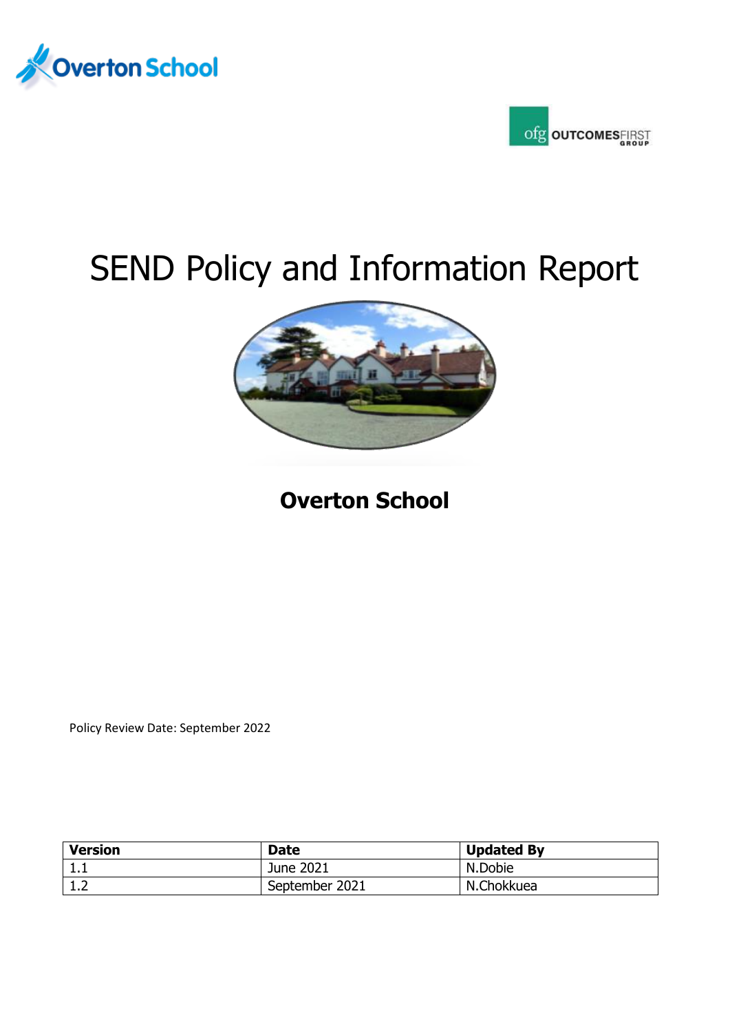Overton School

OUTCOMESFIRST GROUP

# SEND Policy and Information Report

## Overton School

Policy Review Date: September 2022

| Version | Date | Updated By |
|---|---|---|
| 1.1 | June 2021 | N.Dobie |
| 1.2 | September 2021 | N.Chokkuea |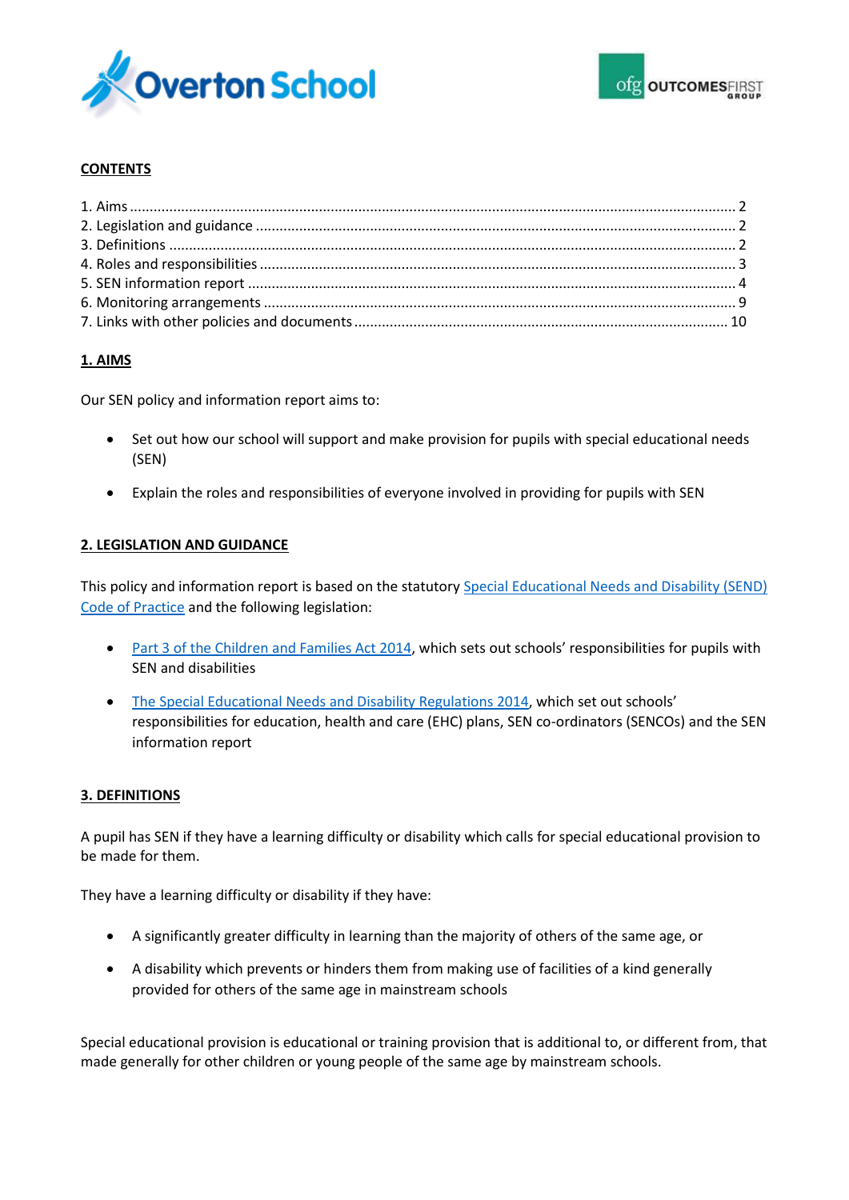**CONTENTS**

1. Aims ........................................................................................................................................ 2
2. Legislation and guidance ....................................................................................................... 2
3. Definitions .............................................................................................................................. 2
4. Roles and responsibilities ...................................................................................................... 3
5. SEN information report .......................................................................................................... 4
6. Monitoring arrangements ...................................................................................................... 9
7. Links with other policies and documents ............................................................................. 10

## 1. AIMS

Our SEN policy and information report aims to:

- Set out how our school will support and make provision for pupils with special educational needs (SEN)
- Explain the roles and responsibilities of everyone involved in providing for pupils with SEN

## 2. LEGISLATION AND GUIDANCE

This policy and information report is based on the statutory [Special Educational Needs and Disability (SEND) Code of Practice]() and the following legislation:

- [Part 3 of the Children and Families Act 2014](), which sets out schools' responsibilities for pupils with SEN and disabilities
- [The Special Educational Needs and Disability Regulations 2014](), which set out schools' responsibilities for education, health and care (EHC) plans, SEN co-ordinators (SENCOs) and the SEN information report

## 3. DEFINITIONS

A pupil has SEN if they have a learning difficulty or disability which calls for special educational provision to be made for them.

They have a learning difficulty or disability if they have:

- A significantly greater difficulty in learning than the majority of others of the same age, or
- A disability which prevents or hinders them from making use of facilities of a kind generally provided for others of the same age in mainstream schools

Special educational provision is educational or training provision that is additional to, or different from, that made generally for other children or young people of the same age by mainstream schools.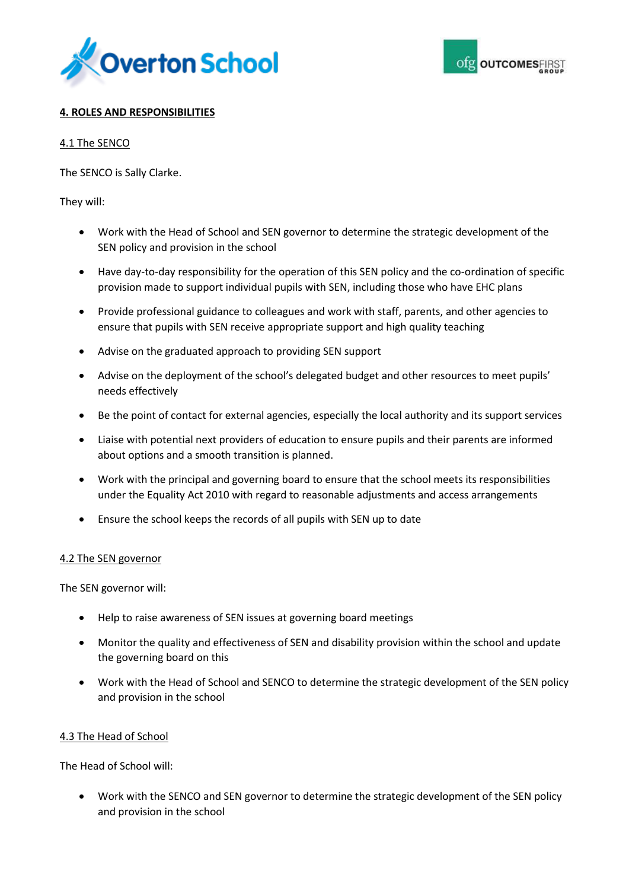## 4. ROLES AND RESPONSIBILITIES

### 4.1 The SENCO

The SENCO is Sally Clarke.

They will:

- Work with the Head of School and SEN governor to determine the strategic development of the SEN policy and provision in the school
- Have day-to-day responsibility for the operation of this SEN policy and the co-ordination of specific provision made to support individual pupils with SEN, including those who have EHC plans
- Provide professional guidance to colleagues and work with staff, parents, and other agencies to ensure that pupils with SEN receive appropriate support and high quality teaching
- Advise on the graduated approach to providing SEN support
- Advise on the deployment of the school's delegated budget and other resources to meet pupils' needs effectively
- Be the point of contact for external agencies, especially the local authority and its support services
- Liaise with potential next providers of education to ensure pupils and their parents are informed about options and a smooth transition is planned.
- Work with the principal and governing board to ensure that the school meets its responsibilities under the Equality Act 2010 with regard to reasonable adjustments and access arrangements
- Ensure the school keeps the records of all pupils with SEN up to date

### 4.2 The SEN governor

The SEN governor will:

- Help to raise awareness of SEN issues at governing board meetings
- Monitor the quality and effectiveness of SEN and disability provision within the school and update the governing board on this
- Work with the Head of School and SENCO to determine the strategic development of the SEN policy and provision in the school

### 4.3 The Head of School

The Head of School will:

- Work with the SENCO and SEN governor to determine the strategic development of the SEN policy and provision in the school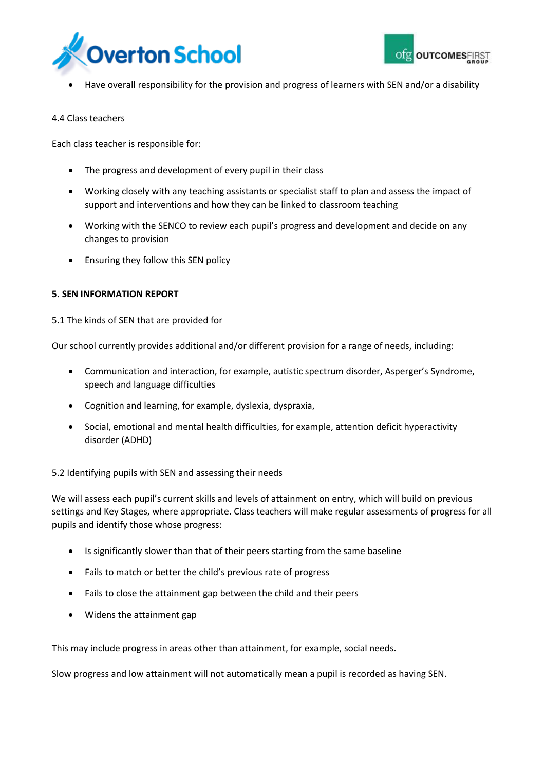- Have overall responsibility for the provision and progress of learners with SEN and/or a disability

### 4.4 Class teachers

Each class teacher is responsible for:

- The progress and development of every pupil in their class
- Working closely with any teaching assistants or specialist staff to plan and assess the impact of support and interventions and how they can be linked to classroom teaching
- Working with the SENCO to review each pupil's progress and development and decide on any changes to provision
- Ensuring they follow this SEN policy

## 5. SEN INFORMATION REPORT

### 5.1 The kinds of SEN that are provided for

Our school currently provides additional and/or different provision for a range of needs, including:

- Communication and interaction, for example, autistic spectrum disorder, Asperger's Syndrome, speech and language difficulties
- Cognition and learning, for example, dyslexia, dyspraxia,
- Social, emotional and mental health difficulties, for example, attention deficit hyperactivity disorder (ADHD)

### 5.2 Identifying pupils with SEN and assessing their needs

We will assess each pupil's current skills and levels of attainment on entry, which will build on previous settings and Key Stages, where appropriate. Class teachers will make regular assessments of progress for all pupils and identify those whose progress:

- Is significantly slower than that of their peers starting from the same baseline
- Fails to match or better the child's previous rate of progress
- Fails to close the attainment gap between the child and their peers
- Widens the attainment gap

This may include progress in areas other than attainment, for example, social needs.

Slow progress and low attainment will not automatically mean a pupil is recorded as having SEN.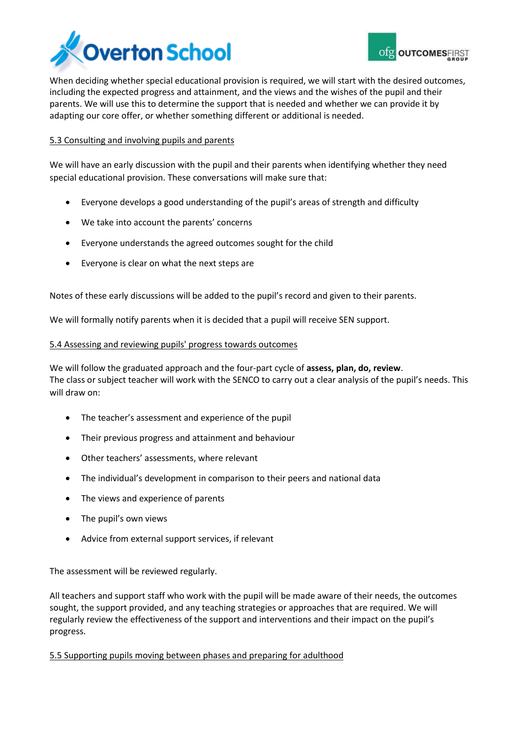When deciding whether special educational provision is required, we will start with the desired outcomes, including the expected progress and attainment, and the views and the wishes of the pupil and their parents. We will use this to determine the support that is needed and whether we can provide it by adapting our core offer, or whether something different or additional is needed.

### 5.3 Consulting and involving pupils and parents

We will have an early discussion with the pupil and their parents when identifying whether they need special educational provision. These conversations will make sure that:

- Everyone develops a good understanding of the pupil's areas of strength and difficulty
- We take into account the parents' concerns
- Everyone understands the agreed outcomes sought for the child
- Everyone is clear on what the next steps are

Notes of these early discussions will be added to the pupil's record and given to their parents.

We will formally notify parents when it is decided that a pupil will receive SEN support.

### 5.4 Assessing and reviewing pupils' progress towards outcomes

We will follow the graduated approach and the four-part cycle of **assess, plan, do, review**.
The class or subject teacher will work with the SENCO to carry out a clear analysis of the pupil's needs. This will draw on:

- The teacher's assessment and experience of the pupil
- Their previous progress and attainment and behaviour
- Other teachers' assessments, where relevant
- The individual's development in comparison to their peers and national data
- The views and experience of parents
- The pupil's own views
- Advice from external support services, if relevant

The assessment will be reviewed regularly.

All teachers and support staff who work with the pupil will be made aware of their needs, the outcomes sought, the support provided, and any teaching strategies or approaches that are required. We will regularly review the effectiveness of the support and interventions and their impact on the pupil's progress.

### 5.5 Supporting pupils moving between phases and preparing for adulthood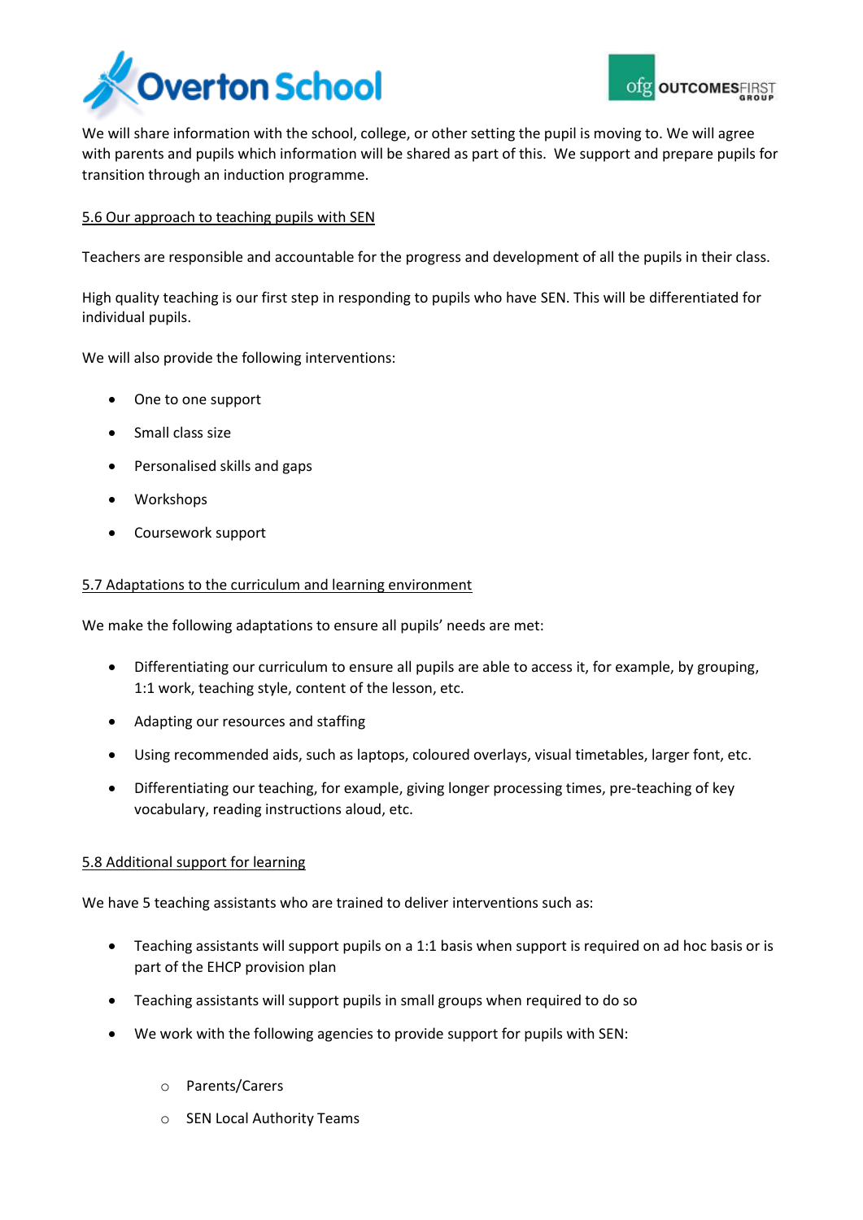We will share information with the school, college, or other setting the pupil is moving to. We will agree with parents and pupils which information will be shared as part of this. We support and prepare pupils for transition through an induction programme.

## 5.6 Our approach to teaching pupils with SEN

Teachers are responsible and accountable for the progress and development of all the pupils in their class.

High quality teaching is our first step in responding to pupils who have SEN. This will be differentiated for individual pupils.

We will also provide the following interventions:

- One to one support
- Small class size
- Personalised skills and gaps
- Workshops
- Coursework support

## 5.7 Adaptations to the curriculum and learning environment

We make the following adaptations to ensure all pupils' needs are met:

- Differentiating our curriculum to ensure all pupils are able to access it, for example, by grouping, 1:1 work, teaching style, content of the lesson, etc.
- Adapting our resources and staffing
- Using recommended aids, such as laptops, coloured overlays, visual timetables, larger font, etc.
- Differentiating our teaching, for example, giving longer processing times, pre-teaching of key vocabulary, reading instructions aloud, etc.

## 5.8 Additional support for learning

We have 5 teaching assistants who are trained to deliver interventions such as:

- Teaching assistants will support pupils on a 1:1 basis when support is required on ad hoc basis or is part of the EHCP provision plan
- Teaching assistants will support pupils in small groups when required to do so
- We work with the following agencies to provide support for pupils with SEN:
    - Parents/Carers
    - SEN Local Authority Teams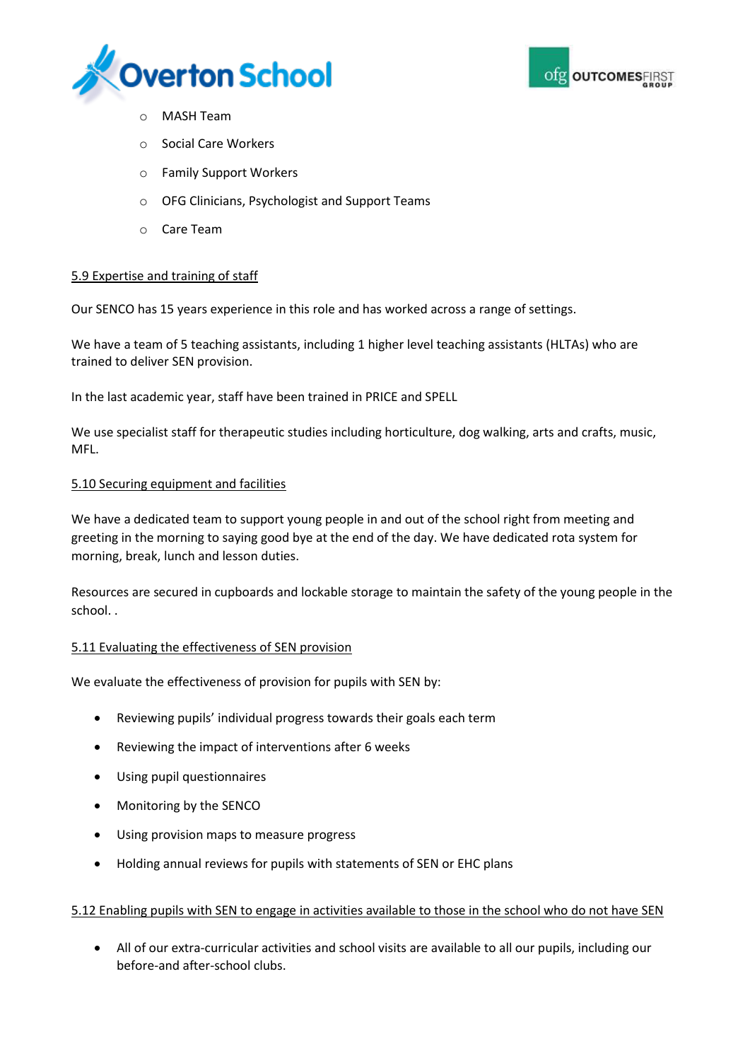- MASH Team
- Social Care Workers
- Family Support Workers
- OFG Clinicians, Psychologist and Support Teams
- Care Team

### 5.9 Expertise and training of staff

Our SENCO has 15 years experience in this role and has worked across a range of settings.

We have a team of 5 teaching assistants, including 1 higher level teaching assistants (HLTAs) who are trained to deliver SEN provision.

In the last academic year, staff have been trained in PRICE and SPELL

We use specialist staff for therapeutic studies including horticulture, dog walking, arts and crafts, music, MFL.

### 5.10 Securing equipment and facilities

We have a dedicated team to support young people in and out of the school right from meeting and greeting in the morning to saying good bye at the end of the day. We have dedicated rota system for morning, break, lunch and lesson duties.

Resources are secured in cupboards and lockable storage to maintain the safety of the young people in the school. .

### 5.11 Evaluating the effectiveness of SEN provision

We evaluate the effectiveness of provision for pupils with SEN by:

- Reviewing pupils' individual progress towards their goals each term
- Reviewing the impact of interventions after 6 weeks
- Using pupil questionnaires
- Monitoring by the SENCO
- Using provision maps to measure progress
- Holding annual reviews for pupils with statements of SEN or EHC plans

### 5.12 Enabling pupils with SEN to engage in activities available to those in the school who do not have SEN

- All of our extra-curricular activities and school visits are available to all our pupils, including our before-and after-school clubs.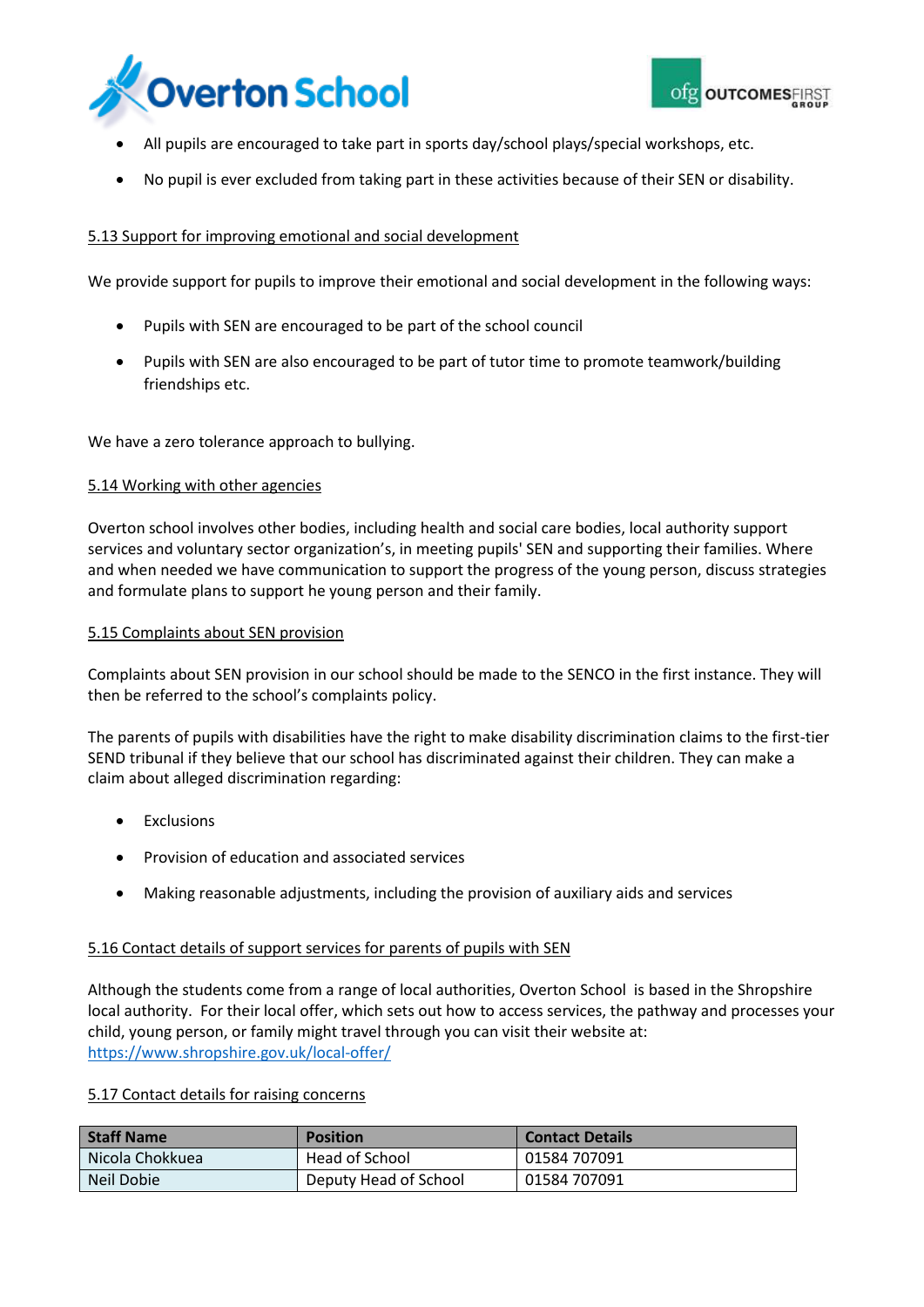- All pupils are encouraged to take part in sports day/school plays/special workshops, etc.
- No pupil is ever excluded from taking part in these activities because of their SEN or disability.

### 5.13 Support for improving emotional and social development

We provide support for pupils to improve their emotional and social development in the following ways:

- Pupils with SEN are encouraged to be part of the school council
- Pupils with SEN are also encouraged to be part of tutor time to promote teamwork/building friendships etc.

We have a zero tolerance approach to bullying.

### 5.14 Working with other agencies

Overton school involves other bodies, including health and social care bodies, local authority support services and voluntary sector organization's, in meeting pupils' SEN and supporting their families. Where and when needed we have communication to support the progress of the young person, discuss strategies and formulate plans to support he young person and their family.

### 5.15 Complaints about SEN provision

Complaints about SEN provision in our school should be made to the SENCO in the first instance. They will then be referred to the school's complaints policy.

The parents of pupils with disabilities have the right to make disability discrimination claims to the first-tier SEND tribunal if they believe that our school has discriminated against their children. They can make a claim about alleged discrimination regarding:

- Exclusions
- Provision of education and associated services
- Making reasonable adjustments, including the provision of auxiliary aids and services

### 5.16 Contact details of support services for parents of pupils with SEN

Although the students come from a range of local authorities, Overton School is based in the Shropshire local authority. For their local offer, which sets out how to access services, the pathway and processes your child, young person, or family might travel through you can visit their website at: https://www.shropshire.gov.uk/local-offer/

### 5.17 Contact details for raising concerns

| Staff Name | Position | Contact Details |
|---|---|---|
| Nicola Chokkuea | Head of School | 01584 707091 |
| Neil Dobie | Deputy Head of School | 01584 707091 |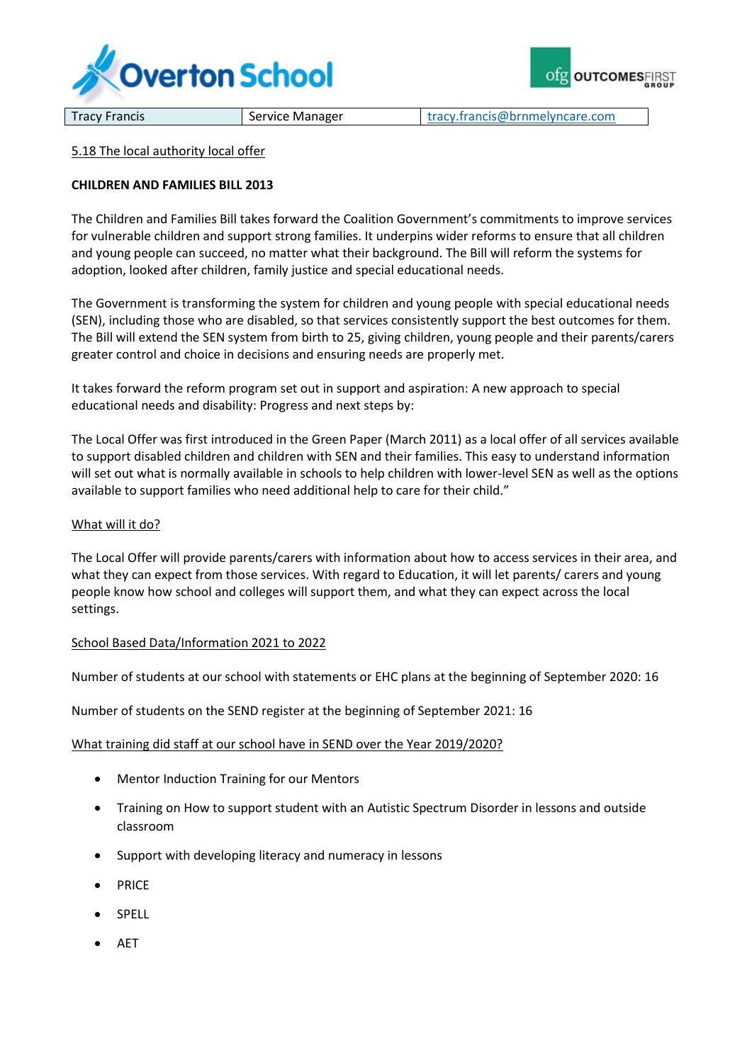| Tracy Francis | Service Manager | tracy.francis@brnmelyncare.com |
|---|---|---|

5.18 The local authority local offer

**CHILDREN AND FAMILIES BILL 2013**

The Children and Families Bill takes forward the Coalition Government's commitments to improve services for vulnerable children and support strong families. It underpins wider reforms to ensure that all children and young people can succeed, no matter what their background. The Bill will reform the systems for adoption, looked after children, family justice and special educational needs.

The Government is transforming the system for children and young people with special educational needs (SEN), including those who are disabled, so that services consistently support the best outcomes for them. The Bill will extend the SEN system from birth to 25, giving children, young people and their parents/carers greater control and choice in decisions and ensuring needs are properly met.

It takes forward the reform program set out in support and aspiration: A new approach to special educational needs and disability: Progress and next steps by:

The Local Offer was first introduced in the Green Paper (March 2011) as a local offer of all services available to support disabled children and children with SEN and their families. This easy to understand information will set out what is normally available in schools to help children with lower-level SEN as well as the options available to support families who need additional help to care for their child."

What will it do?

The Local Offer will provide parents/carers with information about how to access services in their area, and what they can expect from those services. With regard to Education, it will let parents/ carers and young people know how school and colleges will support them, and what they can expect across the local settings.

School Based Data/Information 2021 to 2022

Number of students at our school with statements or EHC plans at the beginning of September 2020: 16

Number of students on the SEND register at the beginning of September 2021: 16

What training did staff at our school have in SEND over the Year 2019/2020?

- Mentor Induction Training for our Mentors
- Training on How to support student with an Autistic Spectrum Disorder in lessons and outside classroom
- Support with developing literacy and numeracy in lessons
- PRICE
- SPELL
- AET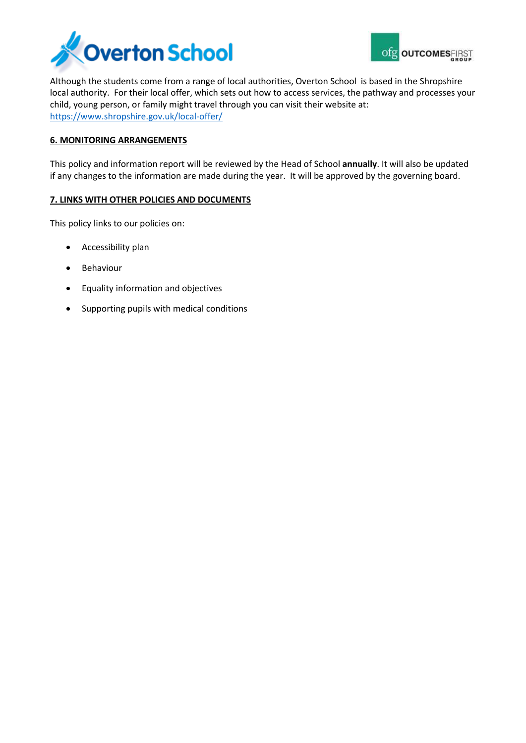Although the students come from a range of local authorities, Overton School is based in the Shropshire local authority. For their local offer, which sets out how to access services, the pathway and processes your child, young person, or family might travel through you can visit their website at: [https://www.shropshire.gov.uk/local-offer/](https://www.shropshire.gov.uk/local-offer/)

## 6. MONITORING ARRANGEMENTS

This policy and information report will be reviewed by the Head of School **annually**. It will also be updated if any changes to the information are made during the year. It will be approved by the governing board.

## 7. LINKS WITH OTHER POLICIES AND DOCUMENTS

This policy links to our policies on:

- Accessibility plan
- Behaviour
- Equality information and objectives
- Supporting pupils with medical conditions